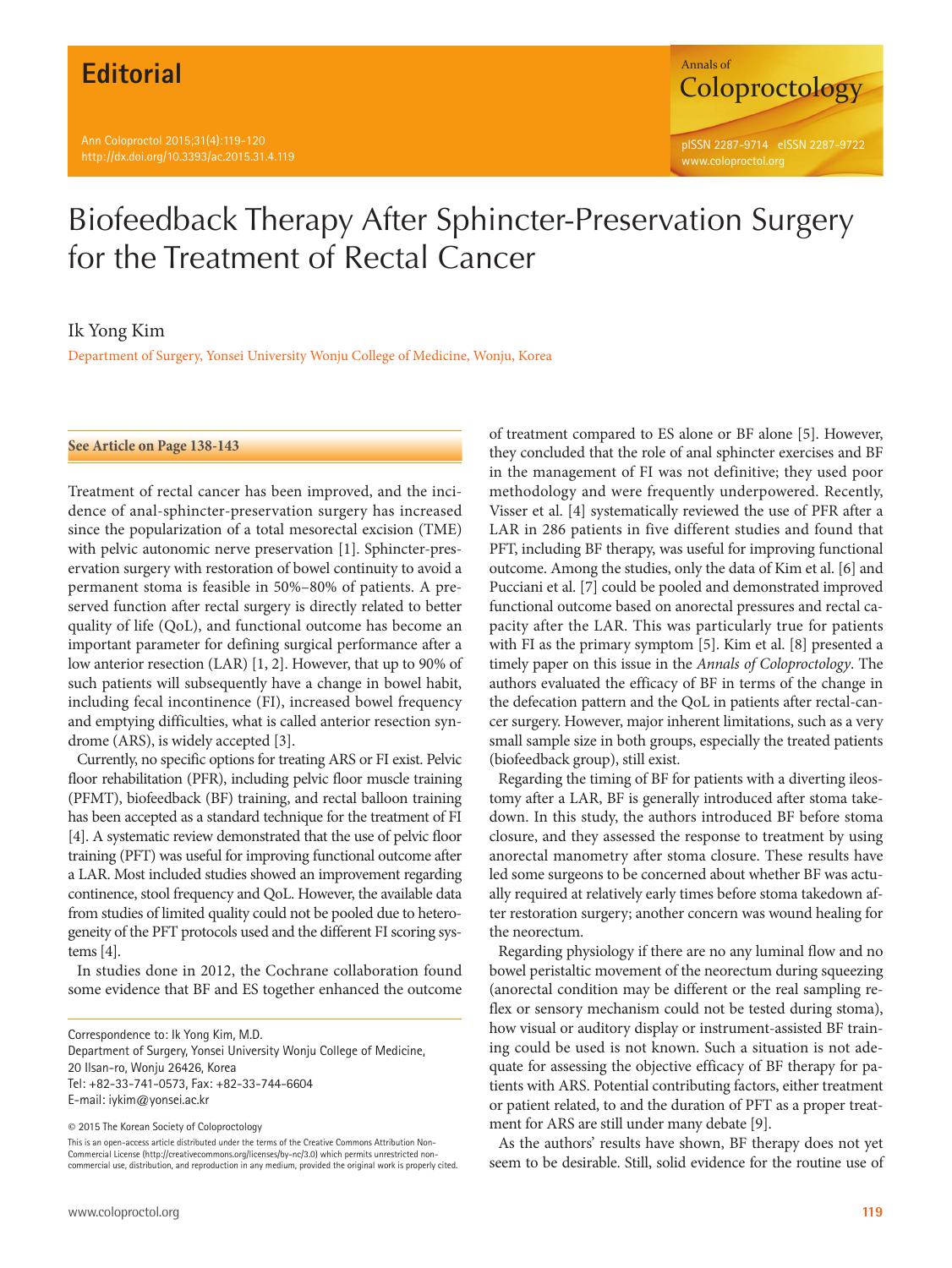Editorial

# Biofeedback Therapy After Sphincter-Preservation Surgery for the Treatment of Rectal Cancer

Ik Yong Kim

Department of Surgery, Yonsei University Wonju College of Medicine, Wonju, Korea

**See Article on Page 138-143**

Treatment of rectal cancer has been improved, and the incidence of anal-sphincter-preservation surgery has increased since the popularization of a total mesorectal excision (TME) with pelvic autonomic nerve preservation [1]. Sphincter-preservation surgery with restoration of bowel continuity to avoid a permanent stoma is feasible in 50%–80% of patients. A preserved function after rectal surgery is directly related to better quality of life (QoL), and functional outcome has become an important parameter for defining surgical performance after a low anterior resection (LAR) [1, 2]. However, that up to 90% of such patients will subsequently have a change in bowel habit, including fecal incontinence (FI), increased bowel frequency and emptying difficulties, what is called anterior resection syndrome (ARS), is widely accepted [3].

Currently, no specific options for treating ARS or FI exist. Pelvic floor rehabilitation (PFR), including pelvic floor muscle training (PFMT), biofeedback (BF) training, and rectal balloon training has been accepted as a standard technique for the treatment of FI [4]. A systematic review demonstrated that the use of pelvic floor training (PFT) was useful for improving functional outcome after a LAR. Most included studies showed an improvement regarding continence, stool frequency and QoL. However, the available data from studies of limited quality could not be pooled due to heterogeneity of the PFT protocols used and the different FI scoring systems [4].

In studies done in 2012, the Cochrane collaboration found some evidence that BF and ES together enhanced the outcome of treatment compared to ES alone or BF alone [5]. However, they concluded that the role of anal sphincter exercises and BF in the management of FI was not definitive; they used poor methodology and were frequently underpowered. Recently, Visser et al. [4] systematically reviewed the use of PFR after a LAR in 286 patients in five different studies and found that PFT, including BF therapy, was useful for improving functional outcome. Among the studies, only the data of Kim et al. [6] and Pucciani et al. [7] could be pooled and demonstrated improved functional outcome based on anorectal pressures and rectal capacity after the LAR. This was particularly true for patients with FI as the primary symptom [5]. Kim et al. [8] presented a timely paper on this issue in the *Annals of Coloproctology*. The authors evaluated the efficacy of BF in terms of the change in the defecation pattern and the QoL in patients after rectal-cancer surgery. However, major inherent limitations, such as a very small sample size in both groups, especially the treated patients (biofeedback group), still exist.

Regarding the timing of BF for patients with a diverting ileostomy after a LAR, BF is generally introduced after stoma takedown. In this study, the authors introduced BF before stoma closure, and they assessed the response to treatment by using anorectal manometry after stoma closure. These results have led some surgeons to be concerned about whether BF was actually required at relatively early times before stoma takedown after restoration surgery; another concern was wound healing for the neorectum.

Regarding physiology if there are no any luminal flow and no bowel peristaltic movement of the neorectum during squeezing (anorectal condition may be different or the real sampling reflex or sensory mechanism could not be tested during stoma), how visual or auditory display or instrument-assisted BF training could be used is not known. Such a situation is not adequate for assessing the objective efficacy of BF therapy for patients with ARS. Potential contributing factors, either treatment or patient related, to and the duration of PFT as a proper treatment for ARS are still under many debate [9].

As the authors' results have shown, BF therapy does not yet seem to be desirable. Still, solid evidence for the routine use of

Correspondence to: Ik Yong Kim, M.D.
Department of Surgery, Yonsei University Wonju College of Medicine, 20 Ilsan-ro, Wonju 26426, Korea
Tel: +82-33-741-0573, Fax: +82-33-744-6604
E-mail: iykim@yonsei.ac.kr

© 2015 The Korean Society of Coloproctology

This is an open-access article distributed under the terms of the Creative Commons Attribution Non-Commercial License (http://creativecommons.org/licenses/by-nc/3.0) which permits unrestricted non-commercial use, distribution, and reproduction in any medium, provided the original work is properly cited.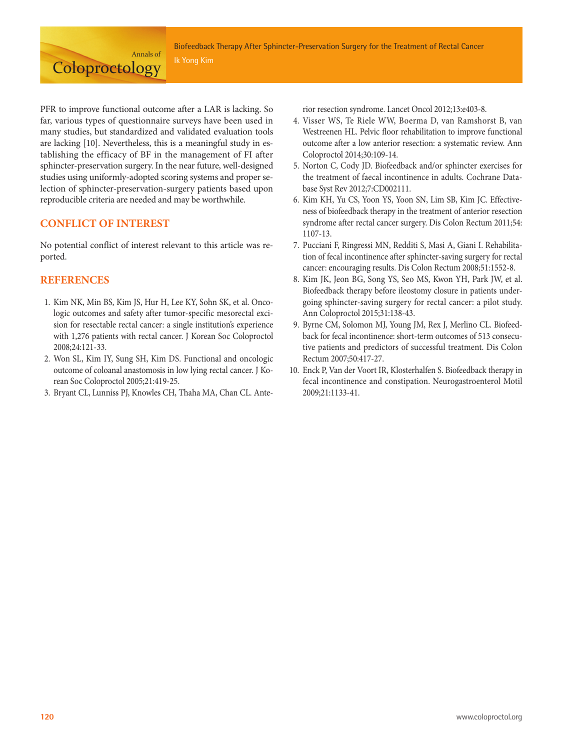PFR to improve functional outcome after a LAR is lacking. So far, various types of questionnaire surveys have been used in many studies, but standardized and validated evaluation tools are lacking [10]. Nevertheless, this is a meaningful study in establishing the efficacy of BF in the management of FI after sphincter-preservation surgery. In the near future, well-designed studies using uniformly-adopted scoring systems and proper selection of sphincter-preservation-surgery patients based upon reproducible criteria are needed and may be worthwhile.

## CONFLICT OF INTEREST

No potential conflict of interest relevant to this article was reported.

## REFERENCES

1. Kim NK, Min BS, Kim JS, Hur H, Lee KY, Sohn SK, et al. Oncologic outcomes and safety after tumor-specific mesorectal excision for resectable rectal cancer: a single institution's experience with 1,276 patients with rectal cancer. J Korean Soc Coloproctol 2008;24:121-33.
2. Won SL, Kim IY, Sung SH, Kim DS. Functional and oncologic outcome of coloanal anastomosis in low lying rectal cancer. J Korean Soc Coloproctol 2005;21:419-25.
3. Bryant CL, Lunniss PJ, Knowles CH, Thaha MA, Chan CL. Anterior resection syndrome. Lancet Oncol 2012;13:e403-8.
4. Visser WS, Te Riele WW, Boerma D, van Ramshorst B, van Westreenen HL. Pelvic floor rehabilitation to improve functional outcome after a low anterior resection: a systematic review. Ann Coloproctol 2014;30:109-14.
5. Norton C, Cody JD. Biofeedback and/or sphincter exercises for the treatment of faecal incontinence in adults. Cochrane Database Syst Rev 2012;7:CD002111.
6. Kim KH, Yu CS, Yoon YS, Yoon SN, Lim SB, Kim JC. Effectiveness of biofeedback therapy in the treatment of anterior resection syndrome after rectal cancer surgery. Dis Colon Rectum 2011;54:1107-13.
7. Pucciani F, Ringressi MN, Redditi S, Masi A, Giani I. Rehabilitation of fecal incontinence after sphincter-saving surgery for rectal cancer: encouraging results. Dis Colon Rectum 2008;51:1552-8.
8. Kim JK, Jeon BG, Song YS, Seo MS, Kwon YH, Park JW, et al. Biofeedback therapy before ileostomy closure in patients undergoing sphincter-saving surgery for rectal cancer: a pilot study. Ann Coloproctol 2015;31:138-43.
9. Byrne CM, Solomon MJ, Young JM, Rex J, Merlino CL. Biofeedback for fecal incontinence: short-term outcomes of 513 consecutive patients and predictors of successful treatment. Dis Colon Rectum 2007;50:417-27.
10. Enck P, Van der Voort IR, Klosterhalfen S. Biofeedback therapy in fecal incontinence and constipation. Neurogastroenterol Motil 2009;21:1133-41.